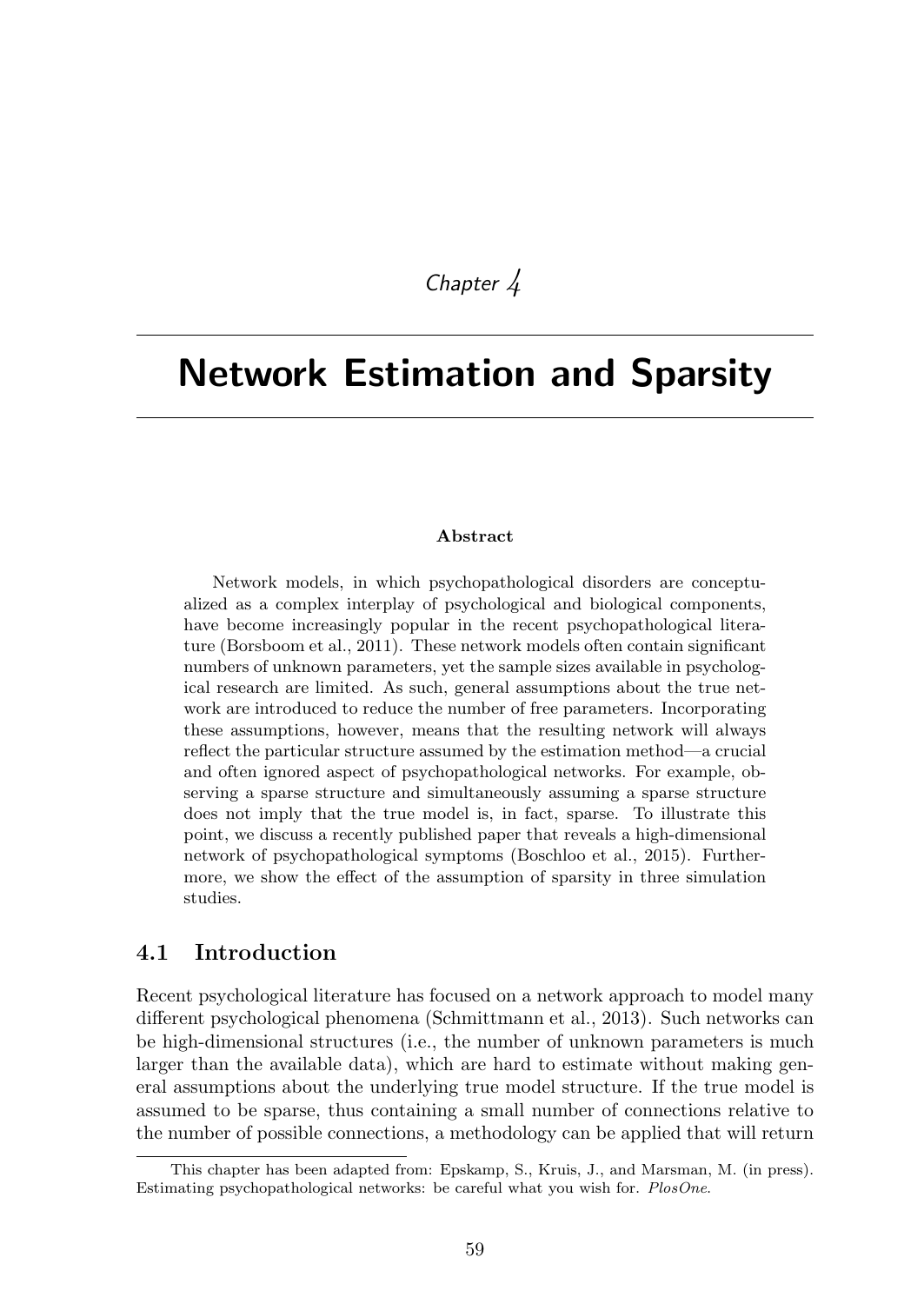*Chapter 4*

# Network Estimation and Sparsity

**Abstract**

Network models, in which psychopathological disorders are conceptualized as a complex interplay of psychological and biological components, have become increasingly popular in the recent psychopathological literature (Borsboom et al., 2011). These network models often contain significant numbers of unknown parameters, yet the sample sizes available in psychological research are limited. As such, general assumptions about the true network are introduced to reduce the number of free parameters. Incorporating these assumptions, however, means that the resulting network will always reflect the particular structure assumed by the estimation method—a crucial and often ignored aspect of psychopathological networks. For example, observing a sparse structure and simultaneously assuming a sparse structure does not imply that the true model is, in fact, sparse. To illustrate this point, we discuss a recently published paper that reveals a high-dimensional network of psychopathological symptoms (Boschloo et al., 2015). Furthermore, we show the effect of the assumption of sparsity in three simulation studies.

## 4.1 Introduction

Recent psychological literature has focused on a network approach to model many different psychological phenomena (Schmittmann et al., 2013). Such networks can be high-dimensional structures (i.e., the number of unknown parameters is much larger than the available data), which are hard to estimate without making general assumptions about the underlying true model structure. If the true model is assumed to be sparse, thus containing a small number of connections relative to the number of possible connections, a methodology can be applied that will return

This chapter has been adapted from: Epskamp, S., Kruis, J., and Marsman, M. (in press). Estimating psychopathological networks: be careful what you wish for. *PlosOne*.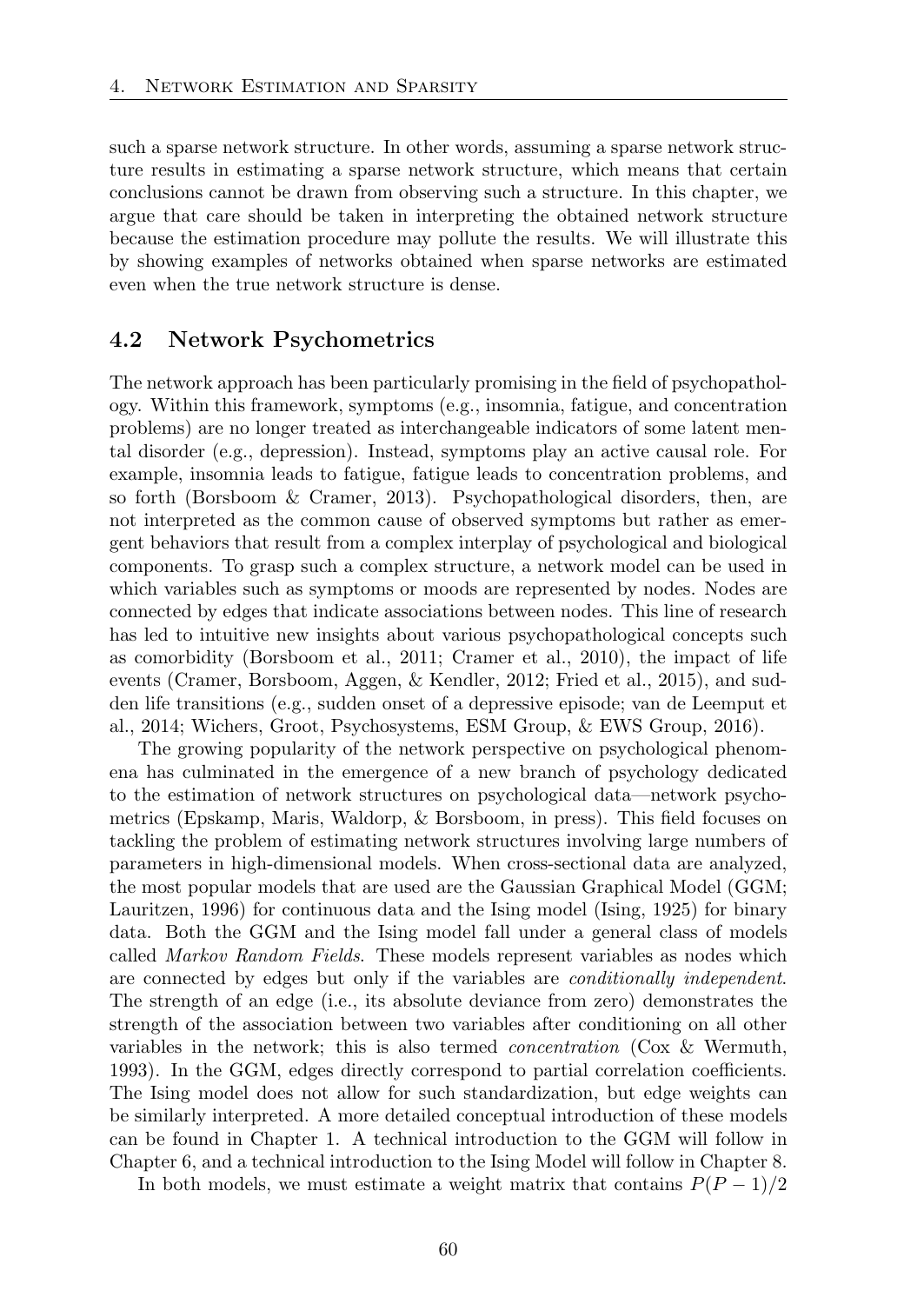such a sparse network structure. In other words, assuming a sparse network structure results in estimating a sparse network structure, which means that certain conclusions cannot be drawn from observing such a structure. In this chapter, we argue that care should be taken in interpreting the obtained network structure because the estimation procedure may pollute the results. We will illustrate this by showing examples of networks obtained when sparse networks are estimated even when the true network structure is dense.

## 4.2 Network Psychometrics

The network approach has been particularly promising in the field of psychopathology. Within this framework, symptoms (e.g., insomnia, fatigue, and concentration problems) are no longer treated as interchangeable indicators of some latent mental disorder (e.g., depression). Instead, symptoms play an active causal role. For example, insomnia leads to fatigue, fatigue leads to concentration problems, and so forth (Borsboom & Cramer, 2013). Psychopathological disorders, then, are not interpreted as the common cause of observed symptoms but rather as emergent behaviors that result from a complex interplay of psychological and biological components. To grasp such a complex structure, a network model can be used in which variables such as symptoms or moods are represented by nodes. Nodes are connected by edges that indicate associations between nodes. This line of research has led to intuitive new insights about various psychopathological concepts such as comorbidity (Borsboom et al., 2011; Cramer et al., 2010), the impact of life events (Cramer, Borsboom, Aggen, & Kendler, 2012; Fried et al., 2015), and sudden life transitions (e.g., sudden onset of a depressive episode; van de Leemput et al., 2014; Wichers, Groot, Psychosystems, ESM Group, & EWS Group, 2016).

The growing popularity of the network perspective on psychological phenomena has culminated in the emergence of a new branch of psychology dedicated to the estimation of network structures on psychological data—network psychometrics (Epskamp, Maris, Waldorp, & Borsboom, in press). This field focuses on tackling the problem of estimating network structures involving large numbers of parameters in high-dimensional models. When cross-sectional data are analyzed, the most popular models that are used are the Gaussian Graphical Model (GGM; Lauritzen, 1996) for continuous data and the Ising model (Ising, 1925) for binary data. Both the GGM and the Ising model fall under a general class of models called *Markov Random Fields*. These models represent variables as nodes which are connected by edges but only if the variables are *conditionally independent*. The strength of an edge (i.e., its absolute deviance from zero) demonstrates the strength of the association between two variables after conditioning on all other variables in the network; this is also termed *concentration* (Cox & Wermuth, 1993). In the GGM, edges directly correspond to partial correlation coefficients. The Ising model does not allow for such standardization, but edge weights can be similarly interpreted. A more detailed conceptual introduction of these models can be found in Chapter 1. A technical introduction to the GGM will follow in Chapter 6, and a technical introduction to the Ising Model will follow in Chapter 8.

In both models, we must estimate a weight matrix that contains $P(P-1)/2$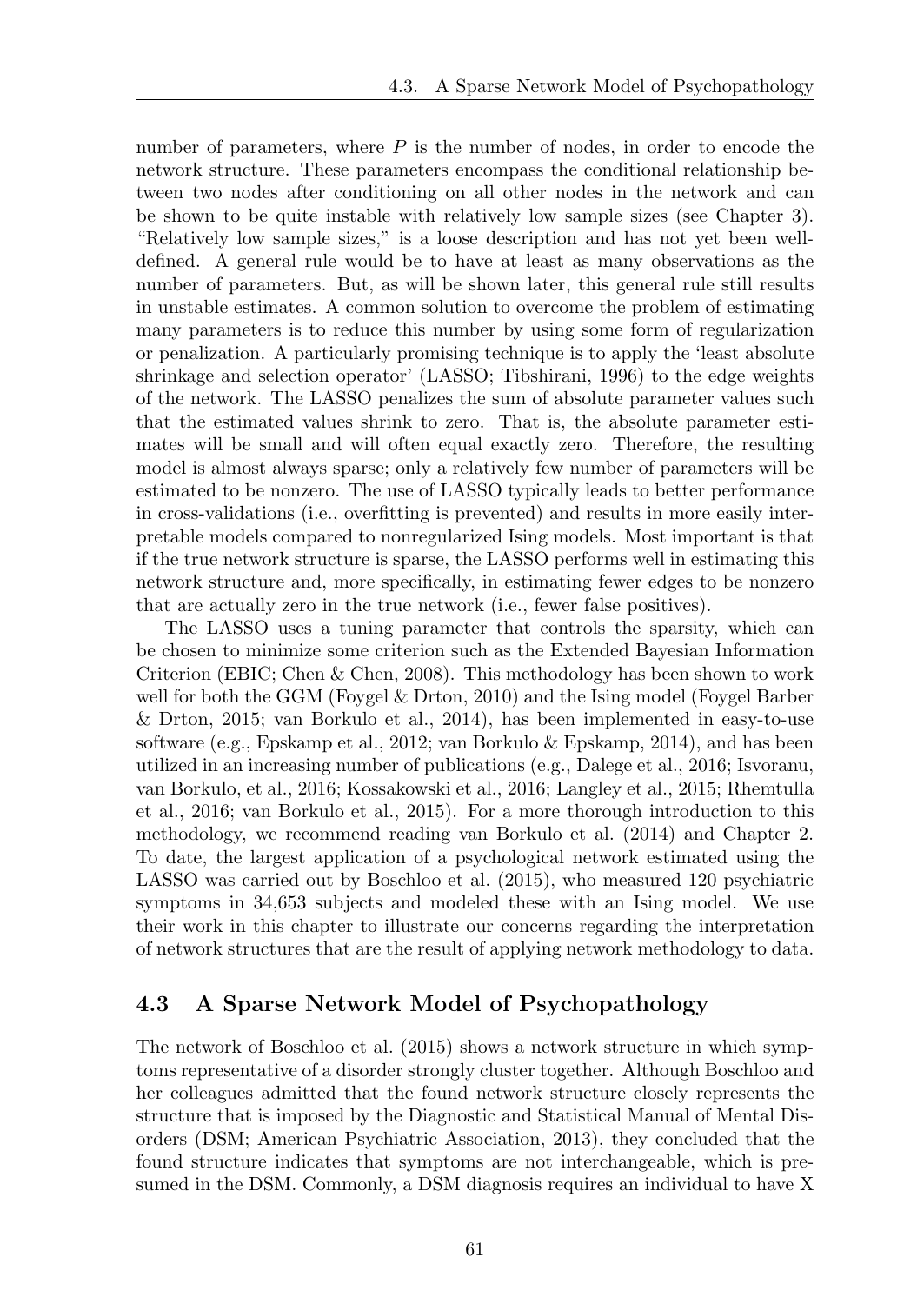number of parameters, where $P$ is the number of nodes, in order to encode the network structure. These parameters encompass the conditional relationship between two nodes after conditioning on all other nodes in the network and can be shown to be quite instable with relatively low sample sizes (see Chapter 3). "Relatively low sample sizes," is a loose description and has not yet been well-defined. A general rule would be to have at least as many observations as the number of parameters. But, as will be shown later, this general rule still results in unstable estimates. A common solution to overcome the problem of estimating many parameters is to reduce this number by using some form of regularization or penalization. A particularly promising technique is to apply the 'least absolute shrinkage and selection operator' (LASSO; Tibshirani, 1996) to the edge weights of the network. The LASSO penalizes the sum of absolute parameter values such that the estimated values shrink to zero. That is, the absolute parameter estimates will be small and will often equal exactly zero. Therefore, the resulting model is almost always sparse; only a relatively few number of parameters will be estimated to be nonzero. The use of LASSO typically leads to better performance in cross-validations (i.e., overfitting is prevented) and results in more easily interpretable models compared to nonregularized Ising models. Most important is that if the true network structure is sparse, the LASSO performs well in estimating this network structure and, more specifically, in estimating fewer edges to be nonzero that are actually zero in the true network (i.e., fewer false positives).

The LASSO uses a tuning parameter that controls the sparsity, which can be chosen to minimize some criterion such as the Extended Bayesian Information Criterion (EBIC; Chen & Chen, 2008). This methodology has been shown to work well for both the GGM (Foygel & Drton, 2010) and the Ising model (Foygel Barber & Drton, 2015; van Borkulo et al., 2014), has been implemented in easy-to-use software (e.g., Epskamp et al., 2012; van Borkulo & Epskamp, 2014), and has been utilized in an increasing number of publications (e.g., Dalege et al., 2016; Isvoranu, van Borkulo, et al., 2016; Kossakowski et al., 2016; Langley et al., 2015; Rhemtulla et al., 2016; van Borkulo et al., 2015). For a more thorough introduction to this methodology, we recommend reading van Borkulo et al. (2014) and Chapter 2. To date, the largest application of a psychological network estimated using the LASSO was carried out by Boschloo et al. (2015), who measured 120 psychiatric symptoms in 34,653 subjects and modeled these with an Ising model. We use their work in this chapter to illustrate our concerns regarding the interpretation of network structures that are the result of applying network methodology to data.

## 4.3 A Sparse Network Model of Psychopathology

The network of Boschloo et al. (2015) shows a network structure in which symptoms representative of a disorder strongly cluster together. Although Boschloo and her colleagues admitted that the found network structure closely represents the structure that is imposed by the Diagnostic and Statistical Manual of Mental Disorders (DSM; American Psychiatric Association, 2013), they concluded that the found structure indicates that symptoms are not interchangeable, which is presumed in the DSM. Commonly, a DSM diagnosis requires an individual to have X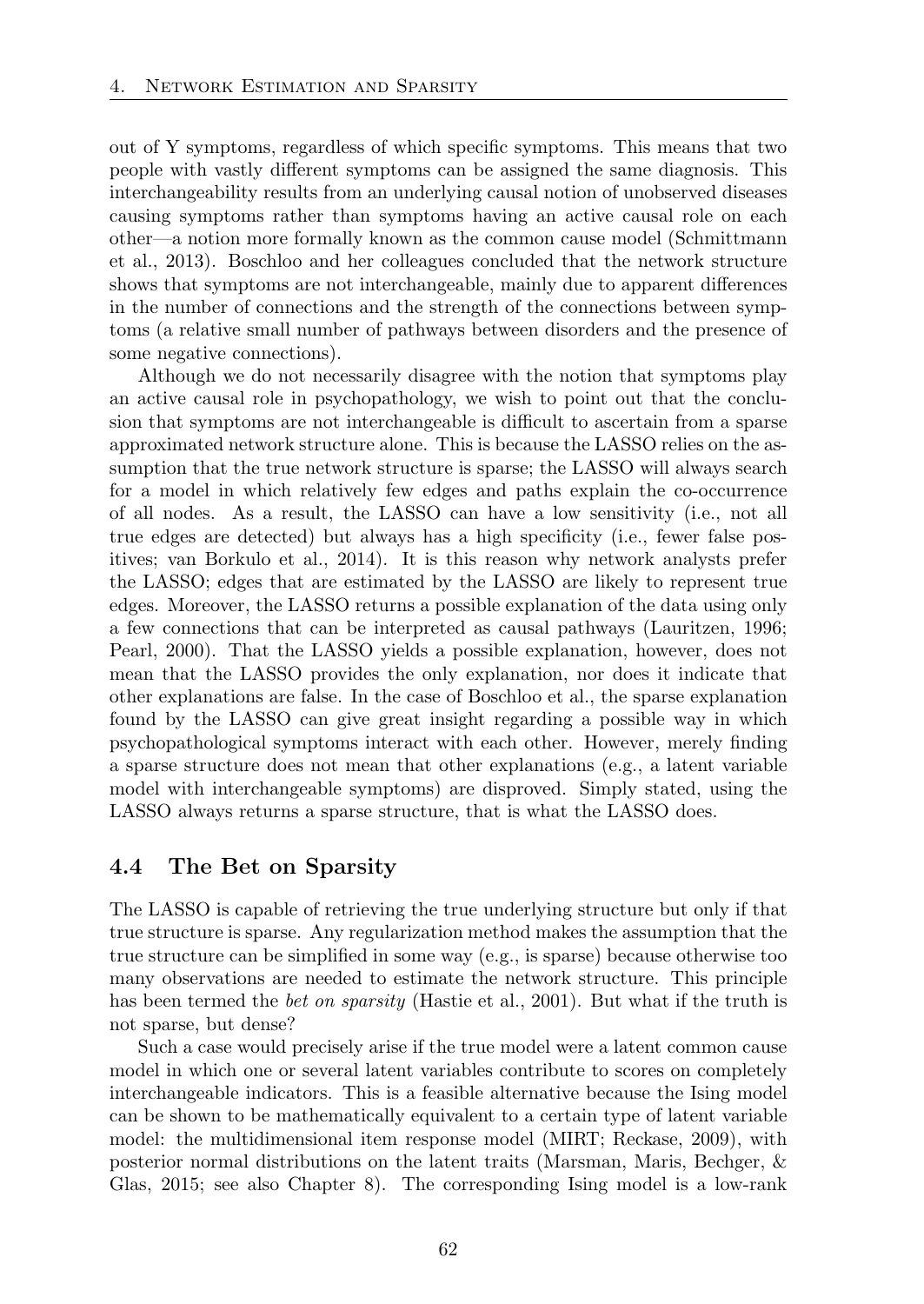out of Y symptoms, regardless of which specific symptoms. This means that two people with vastly different symptoms can be assigned the same diagnosis. This interchangeability results from an underlying causal notion of unobserved diseases causing symptoms rather than symptoms having an active causal role on each other—a notion more formally known as the common cause model (Schmittmann et al., 2013). Boschloo and her colleagues concluded that the network structure shows that symptoms are not interchangeable, mainly due to apparent differences in the number of connections and the strength of the connections between symptoms (a relative small number of pathways between disorders and the presence of some negative connections).

Although we do not necessarily disagree with the notion that symptoms play an active causal role in psychopathology, we wish to point out that the conclusion that symptoms are not interchangeable is difficult to ascertain from a sparse approximated network structure alone. This is because the LASSO relies on the assumption that the true network structure is sparse; the LASSO will always search for a model in which relatively few edges and paths explain the co-occurrence of all nodes. As a result, the LASSO can have a low sensitivity (i.e., not all true edges are detected) but always has a high specificity (i.e., fewer false positives; van Borkulo et al., 2014). It is this reason why network analysts prefer the LASSO; edges that are estimated by the LASSO are likely to represent true edges. Moreover, the LASSO returns a possible explanation of the data using only a few connections that can be interpreted as causal pathways (Lauritzen, 1996; Pearl, 2000). That the LASSO yields a possible explanation, however, does not mean that the LASSO provides the only explanation, nor does it indicate that other explanations are false. In the case of Boschloo et al., the sparse explanation found by the LASSO can give great insight regarding a possible way in which psychopathological symptoms interact with each other. However, merely finding a sparse structure does not mean that other explanations (e.g., a latent variable model with interchangeable symptoms) are disproved. Simply stated, using the LASSO always returns a sparse structure, that is what the LASSO does.

## 4.4 The Bet on Sparsity

The LASSO is capable of retrieving the true underlying structure but only if that true structure is sparse. Any regularization method makes the assumption that the true structure can be simplified in some way (e.g., is sparse) because otherwise too many observations are needed to estimate the network structure. This principle has been termed the *bet on sparsity* (Hastie et al., 2001). But what if the truth is not sparse, but dense?

Such a case would precisely arise if the true model were a latent common cause model in which one or several latent variables contribute to scores on completely interchangeable indicators. This is a feasible alternative because the Ising model can be shown to be mathematically equivalent to a certain type of latent variable model: the multidimensional item response model (MIRT; Reckase, 2009), with posterior normal distributions on the latent traits (Marsman, Maris, Bechger, & Glas, 2015; see also Chapter 8). The corresponding Ising model is a low-rank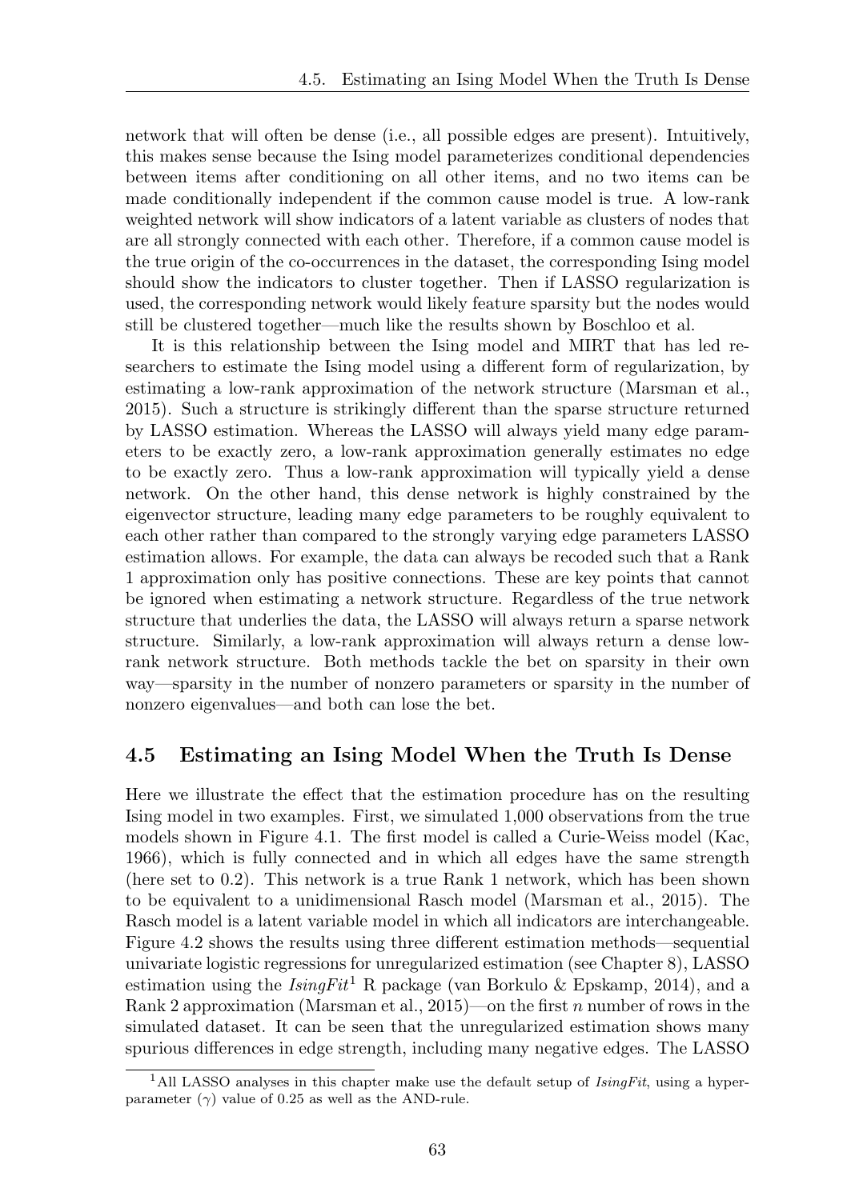network that will often be dense (i.e., all possible edges are present). Intuitively, this makes sense because the Ising model parameterizes conditional dependencies between items after conditioning on all other items, and no two items can be made conditionally independent if the common cause model is true. A low-rank weighted network will show indicators of a latent variable as clusters of nodes that are all strongly connected with each other. Therefore, if a common cause model is the true origin of the co-occurrences in the dataset, the corresponding Ising model should show the indicators to cluster together. Then if LASSO regularization is used, the corresponding network would likely feature sparsity but the nodes would still be clustered together—much like the results shown by Boschloo et al.

It is this relationship between the Ising model and MIRT that has led researchers to estimate the Ising model using a different form of regularization, by estimating a low-rank approximation of the network structure (Marsman et al., 2015). Such a structure is strikingly different than the sparse structure returned by LASSO estimation. Whereas the LASSO will always yield many edge parameters to be exactly zero, a low-rank approximation generally estimates no edge to be exactly zero. Thus a low-rank approximation will typically yield a dense network. On the other hand, this dense network is highly constrained by the eigenvector structure, leading many edge parameters to be roughly equivalent to each other rather than compared to the strongly varying edge parameters LASSO estimation allows. For example, the data can always be recoded such that a Rank 1 approximation only has positive connections. These are key points that cannot be ignored when estimating a network structure. Regardless of the true network structure that underlies the data, the LASSO will always return a sparse network structure. Similarly, a low-rank approximation will always return a dense low-rank network structure. Both methods tackle the bet on sparsity in their own way—sparsity in the number of nonzero parameters or sparsity in the number of nonzero eigenvalues—and both can lose the bet.

## 4.5 Estimating an Ising Model When the Truth Is Dense

Here we illustrate the effect that the estimation procedure has on the resulting Ising model in two examples. First, we simulated 1,000 observations from the true models shown in Figure 4.1. The first model is called a Curie-Weiss model (Kac, 1966), which is fully connected and in which all edges have the same strength (here set to 0.2). This network is a true Rank 1 network, which has been shown to be equivalent to a unidimensional Rasch model (Marsman et al., 2015). The Rasch model is a latent variable model in which all indicators are interchangeable. Figure 4.2 shows the results using three different estimation methods—sequential univariate logistic regressions for unregularized estimation (see Chapter 8), LASSO estimation using the *IsingFit*[1] R package (van Borkulo & Epskamp, 2014), and a Rank 2 approximation (Marsman et al., 2015)—on the first $n$ number of rows in the simulated dataset. It can be seen that the unregularized estimation shows many spurious differences in edge strength, including many negative edges. The LASSO

[1] All LASSO analyses in this chapter make use the default setup of *IsingFit*, using a hyperparameter ($\gamma$) value of 0.25 as well as the AND-rule.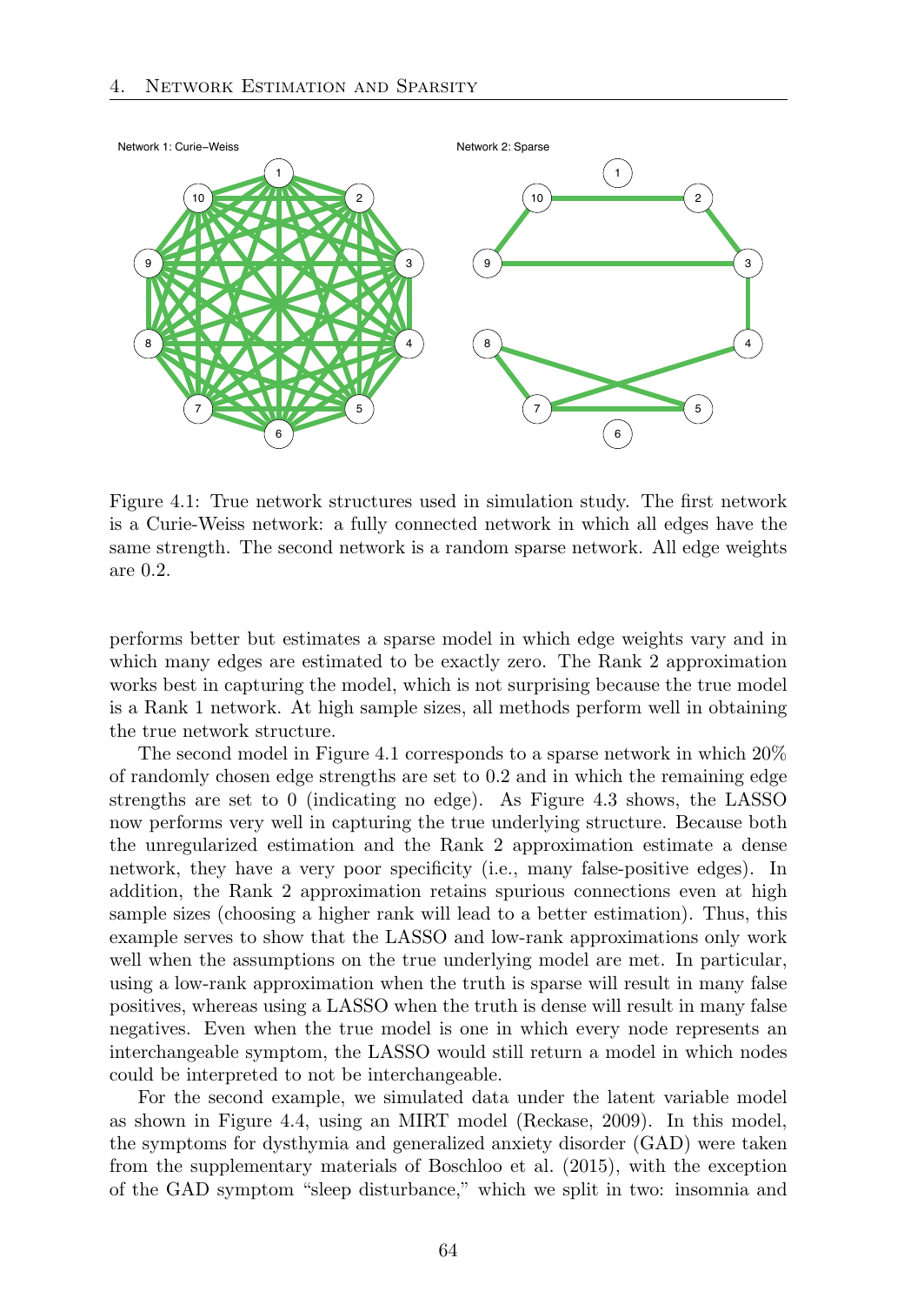Network 1: Curie–Weiss

Network 2: Sparse

Figure 4.1: True network structures used in simulation study. The first network is a Curie-Weiss network: a fully connected network in which all edges have the same strength. The second network is a random sparse network. All edge weights are 0.2.

performs better but estimates a sparse model in which edge weights vary and in which many edges are estimated to be exactly zero. The Rank 2 approximation works best in capturing the model, which is not surprising because the true model is a Rank 1 network. At high sample sizes, all methods perform well in obtaining the true network structure.

The second model in Figure 4.1 corresponds to a sparse network in which 20% of randomly chosen edge strengths are set to 0.2 and in which the remaining edge strengths are set to 0 (indicating no edge). As Figure 4.3 shows, the LASSO now performs very well in capturing the true underlying structure. Because both the unregularized estimation and the Rank 2 approximation estimate a dense network, they have a very poor specificity (i.e., many false-positive edges). In addition, the Rank 2 approximation retains spurious connections even at high sample sizes (choosing a higher rank will lead to a better estimation). Thus, this example serves to show that the LASSO and low-rank approximations only work well when the assumptions on the true underlying model are met. In particular, using a low-rank approximation when the truth is sparse will result in many false positives, whereas using a LASSO when the truth is dense will result in many false negatives. Even when the true model is one in which every node represents an interchangeable symptom, the LASSO would still return a model in which nodes could be interpreted to not be interchangeable.

For the second example, we simulated data under the latent variable model as shown in Figure 4.4, using an MIRT model (Reckase, 2009). In this model, the symptoms for dysthymia and generalized anxiety disorder (GAD) were taken from the supplementary materials of Boschloo et al. (2015), with the exception of the GAD symptom "sleep disturbance," which we split in two: insomnia and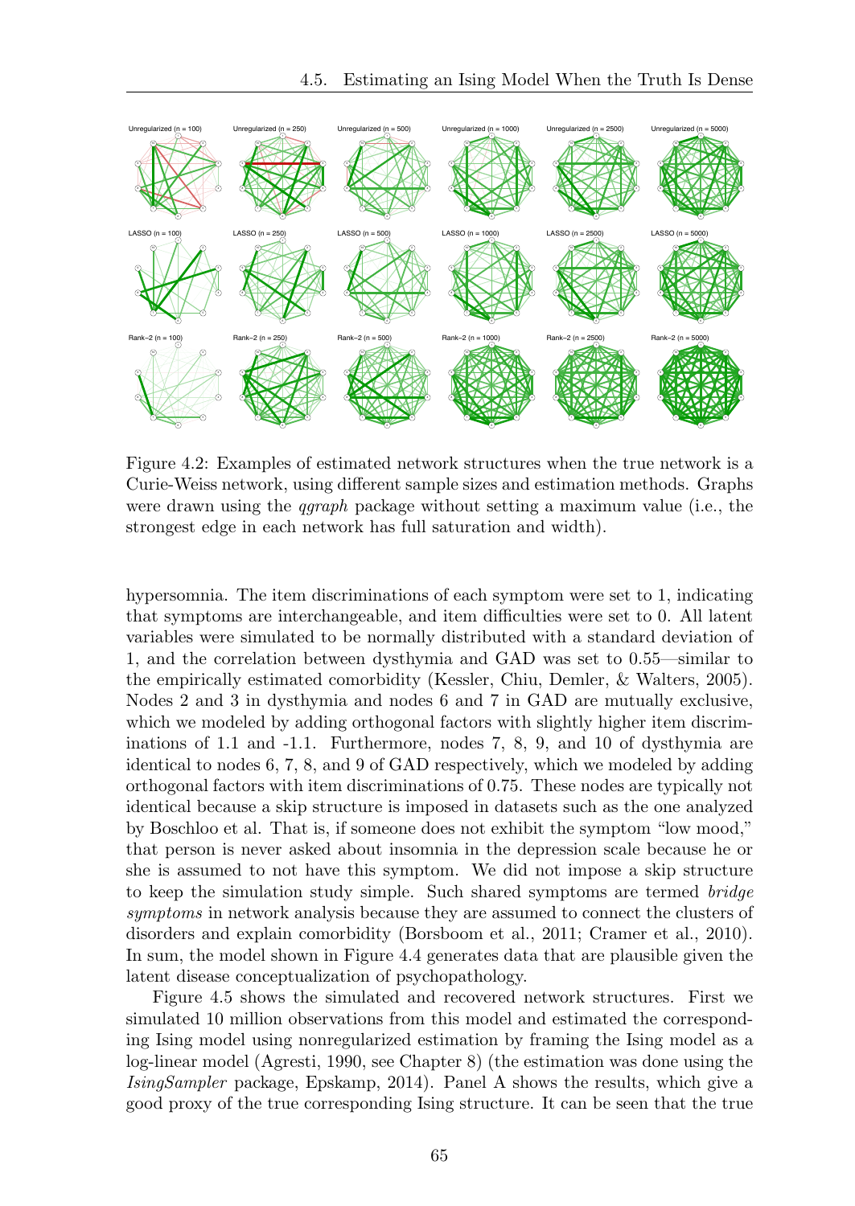Figure 4.2: Examples of estimated network structures when the true network is a Curie-Weiss network, using different sample sizes and estimation methods. Graphs were drawn using the *qgraph* package without setting a maximum value (i.e., the strongest edge in each network has full saturation and width).

hypersomnia. The item discriminations of each symptom were set to 1, indicating that symptoms are interchangeable, and item difficulties were set to 0. All latent variables were simulated to be normally distributed with a standard deviation of 1, and the correlation between dysthymia and GAD was set to 0.55—similar to the empirically estimated comorbidity (Kessler, Chiu, Demler, & Walters, 2005). Nodes 2 and 3 in dysthymia and nodes 6 and 7 in GAD are mutually exclusive, which we modeled by adding orthogonal factors with slightly higher item discriminations of 1.1 and -1.1. Furthermore, nodes 7, 8, 9, and 10 of dysthymia are identical to nodes 6, 7, 8, and 9 of GAD respectively, which we modeled by adding orthogonal factors with item discriminations of 0.75. These nodes are typically not identical because a skip structure is imposed in datasets such as the one analyzed by Boschloo et al. That is, if someone does not exhibit the symptom "low mood," that person is never asked about insomnia in the depression scale because he or she is assumed to not have this symptom. We did not impose a skip structure to keep the simulation study simple. Such shared symptoms are termed *bridge symptoms* in network analysis because they are assumed to connect the clusters of disorders and explain comorbidity (Borsboom et al., 2011; Cramer et al., 2010). In sum, the model shown in Figure 4.4 generates data that are plausible given the latent disease conceptualization of psychopathology.

Figure 4.5 shows the simulated and recovered network structures. First we simulated 10 million observations from this model and estimated the corresponding Ising model using nonregularized estimation by framing the Ising model as a log-linear model (Agresti, 1990, see Chapter 8) (the estimation was done using the *IsingSampler* package, Epskamp, 2014). Panel A shows the results, which give a good proxy of the true corresponding Ising structure. It can be seen that the true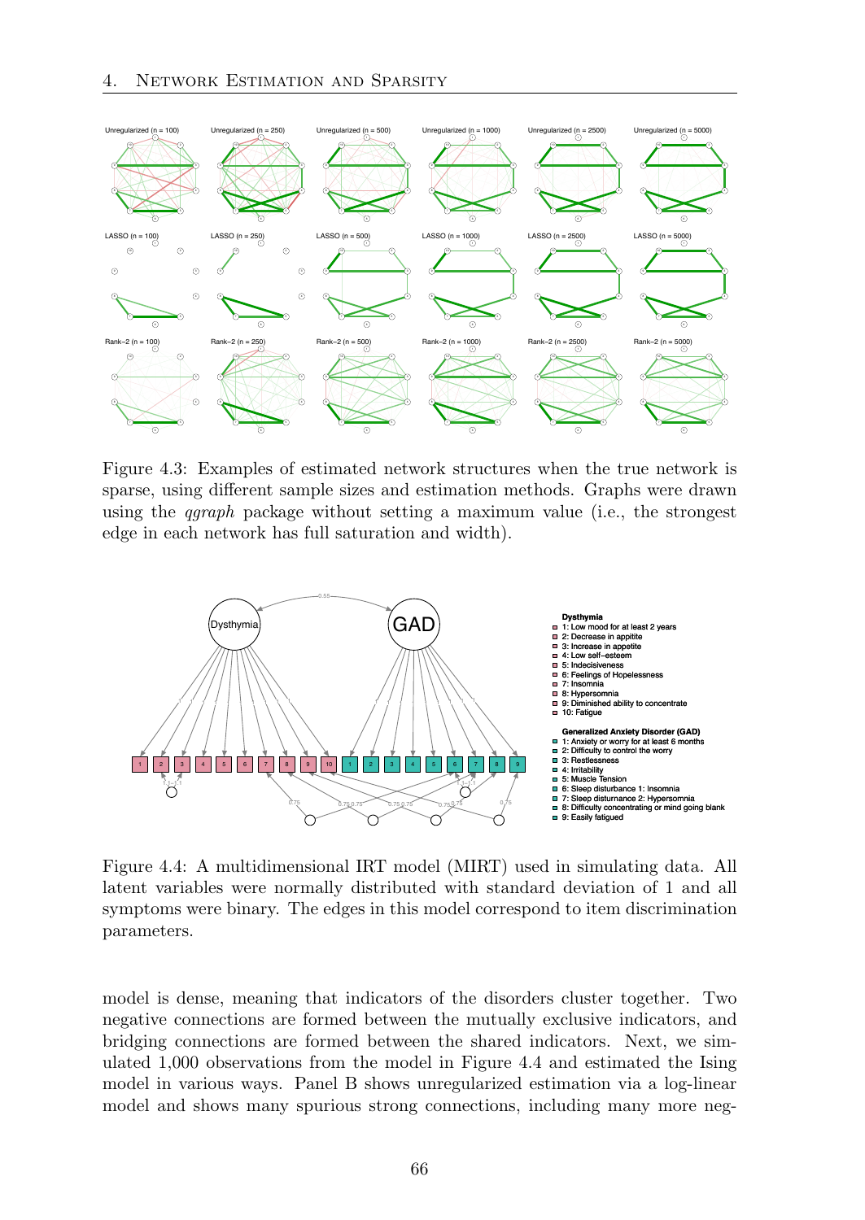Figure 4.3: Examples of estimated network structures when the true network is sparse, using different sample sizes and estimation methods. Graphs were drawn using the *qgraph* package without setting a maximum value (i.e., the strongest edge in each network has full saturation and width).

Figure 4.4: A multidimensional IRT model (MIRT) used in simulating data. All latent variables were normally distributed with standard deviation of 1 and all symptoms were binary. The edges in this model correspond to item discrimination parameters.

model is dense, meaning that indicators of the disorders cluster together. Two negative connections are formed between the mutually exclusive indicators, and bridging connections are formed between the shared indicators. Next, we simulated 1,000 observations from the model in Figure 4.4 and estimated the Ising model in various ways. Panel B shows unregularized estimation via a log-linear model and shows many spurious strong connections, including many more neg-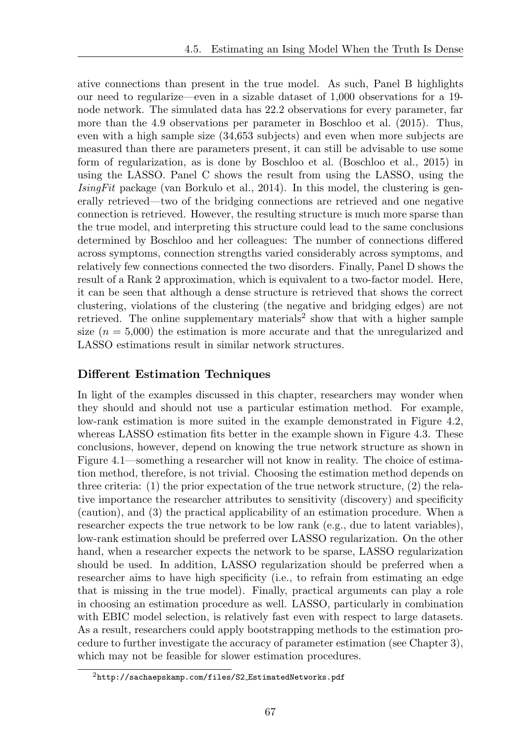ative connections than present in the true model. As such, Panel B highlights our need to regularize—even in a sizable dataset of 1,000 observations for a 19-node network. The simulated data has 22.2 observations for every parameter, far more than the 4.9 observations per parameter in Boschloo et al. (2015). Thus, even with a high sample size (34,653 subjects) and even when more subjects are measured than there are parameters present, it can still be advisable to use some form of regularization, as is done by Boschloo et al. (Boschloo et al., 2015) in using the LASSO. Panel C shows the result from using the LASSO, using the *IsingFit* package (van Borkulo et al., 2014). In this model, the clustering is generally retrieved—two of the bridging connections are retrieved and one negative connection is retrieved. However, the resulting structure is much more sparse than the true model, and interpreting this structure could lead to the same conclusions determined by Boschloo and her colleagues: The number of connections differed across symptoms, connection strengths varied considerably across symptoms, and relatively few connections connected the two disorders. Finally, Panel D shows the result of a Rank 2 approximation, which is equivalent to a two-factor model. Here, it can be seen that although a dense structure is retrieved that shows the correct clustering, violations of the clustering (the negative and bridging edges) are not retrieved. The online supplementary materials[2] show that with a higher sample size ($n = 5{,}000$) the estimation is more accurate and that the unregularized and LASSO estimations result in similar network structures.

### Different Estimation Techniques

In light of the examples discussed in this chapter, researchers may wonder when they should and should not use a particular estimation method. For example, low-rank estimation is more suited in the example demonstrated in Figure 4.2, whereas LASSO estimation fits better in the example shown in Figure 4.3. These conclusions, however, depend on knowing the true network structure as shown in Figure 4.1—something a researcher will not know in reality. The choice of estimation method, therefore, is not trivial. Choosing the estimation method depends on three criteria: (1) the prior expectation of the true network structure, (2) the relative importance the researcher attributes to sensitivity (discovery) and specificity (caution), and (3) the practical applicability of an estimation procedure. When a researcher expects the true network to be low rank (e.g., due to latent variables), low-rank estimation should be preferred over LASSO regularization. On the other hand, when a researcher expects the network to be sparse, LASSO regularization should be used. In addition, LASSO regularization should be preferred when a researcher aims to have high specificity (i.e., to refrain from estimating an edge that is missing in the true model). Finally, practical arguments can play a role in choosing an estimation procedure as well. LASSO, particularly in combination with EBIC model selection, is relatively fast even with respect to large datasets. As a result, researchers could apply bootstrapping methods to the estimation procedure to further investigate the accuracy of parameter estimation (see Chapter 3), which may not be feasible for slower estimation procedures.

[2] http://sachaepskamp.com/files/S2_EstimatedNetworks.pdf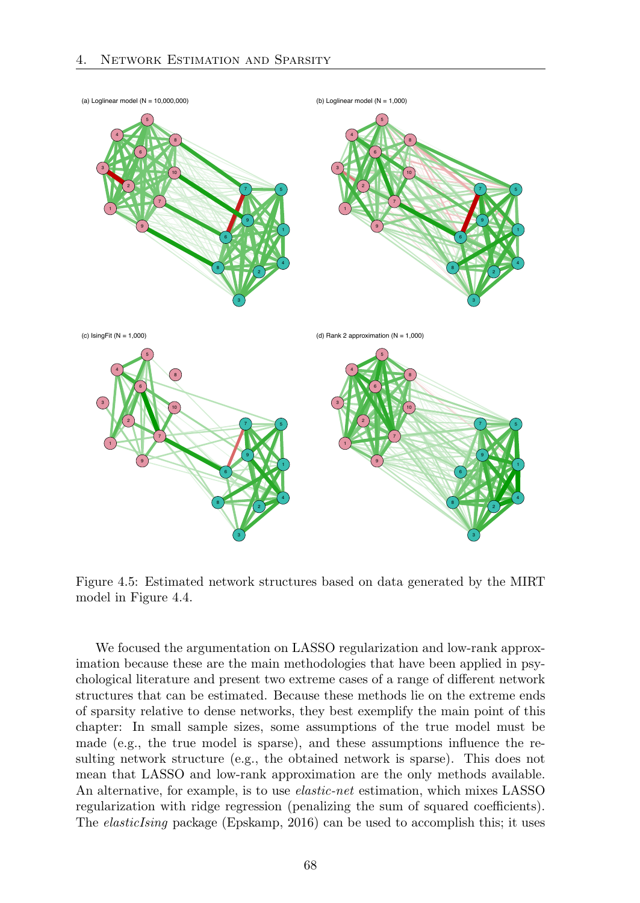Figure 4.5: Estimated network structures based on data generated by the MIRT model in Figure 4.4.

We focused the argumentation on LASSO regularization and low-rank approximation because these are the main methodologies that have been applied in psychological literature and present two extreme cases of a range of different network structures that can be estimated. Because these methods lie on the extreme ends of sparsity relative to dense networks, they best exemplify the main point of this chapter: In small sample sizes, some assumptions of the true model must be made (e.g., the true model is sparse), and these assumptions influence the resulting network structure (e.g., the obtained network is sparse). This does not mean that LASSO and low-rank approximation are the only methods available. An alternative, for example, is to use *elastic-net* estimation, which mixes LASSO regularization with ridge regression (penalizing the sum of squared coefficients). The *elasticIsing* package (Epskamp, 2016) can be used to accomplish this; it uses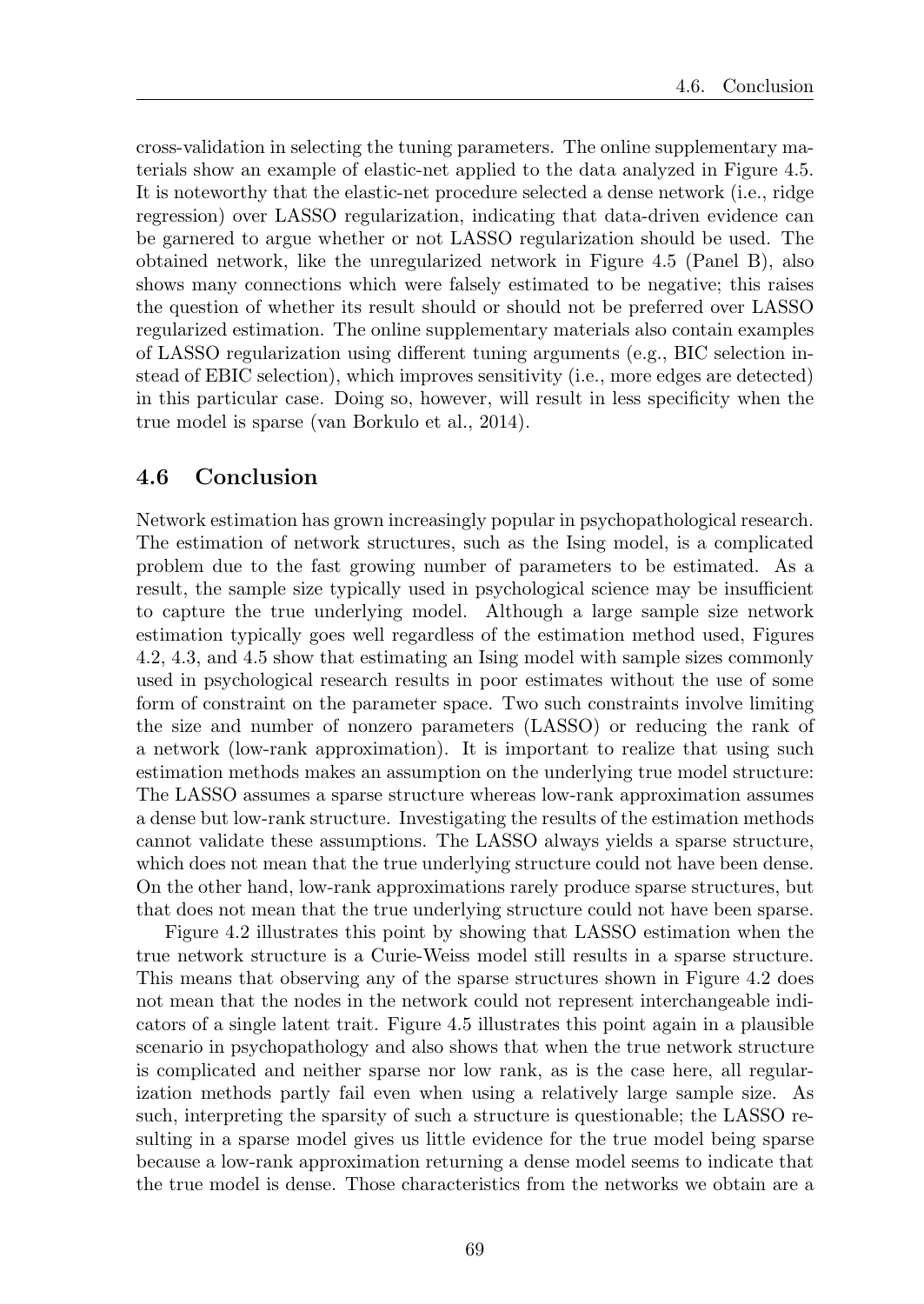cross-validation in selecting the tuning parameters. The online supplementary materials show an example of elastic-net applied to the data analyzed in Figure 4.5. It is noteworthy that the elastic-net procedure selected a dense network (i.e., ridge regression) over LASSO regularization, indicating that data-driven evidence can be garnered to argue whether or not LASSO regularization should be used. The obtained network, like the unregularized network in Figure 4.5 (Panel B), also shows many connections which were falsely estimated to be negative; this raises the question of whether its result should or should not be preferred over LASSO regularized estimation. The online supplementary materials also contain examples of LASSO regularization using different tuning arguments (e.g., BIC selection instead of EBIC selection), which improves sensitivity (i.e., more edges are detected) in this particular case. Doing so, however, will result in less specificity when the true model is sparse (van Borkulo et al., 2014).

## 4.6 Conclusion

Network estimation has grown increasingly popular in psychopathological research. The estimation of network structures, such as the Ising model, is a complicated problem due to the fast growing number of parameters to be estimated. As a result, the sample size typically used in psychological science may be insufficient to capture the true underlying model. Although a large sample size network estimation typically goes well regardless of the estimation method used, Figures 4.2, 4.3, and 4.5 show that estimating an Ising model with sample sizes commonly used in psychological research results in poor estimates without the use of some form of constraint on the parameter space. Two such constraints involve limiting the size and number of nonzero parameters (LASSO) or reducing the rank of a network (low-rank approximation). It is important to realize that using such estimation methods makes an assumption on the underlying true model structure: The LASSO assumes a sparse structure whereas low-rank approximation assumes a dense but low-rank structure. Investigating the results of the estimation methods cannot validate these assumptions. The LASSO always yields a sparse structure, which does not mean that the true underlying structure could not have been dense. On the other hand, low-rank approximations rarely produce sparse structures, but that does not mean that the true underlying structure could not have been sparse.

Figure 4.2 illustrates this point by showing that LASSO estimation when the true network structure is a Curie-Weiss model still results in a sparse structure. This means that observing any of the sparse structures shown in Figure 4.2 does not mean that the nodes in the network could not represent interchangeable indicators of a single latent trait. Figure 4.5 illustrates this point again in a plausible scenario in psychopathology and also shows that when the true network structure is complicated and neither sparse nor low rank, as is the case here, all regularization methods partly fail even when using a relatively large sample size. As such, interpreting the sparsity of such a structure is questionable; the LASSO resulting in a sparse model gives us little evidence for the true model being sparse because a low-rank approximation returning a dense model seems to indicate that the true model is dense. Those characteristics from the networks we obtain are a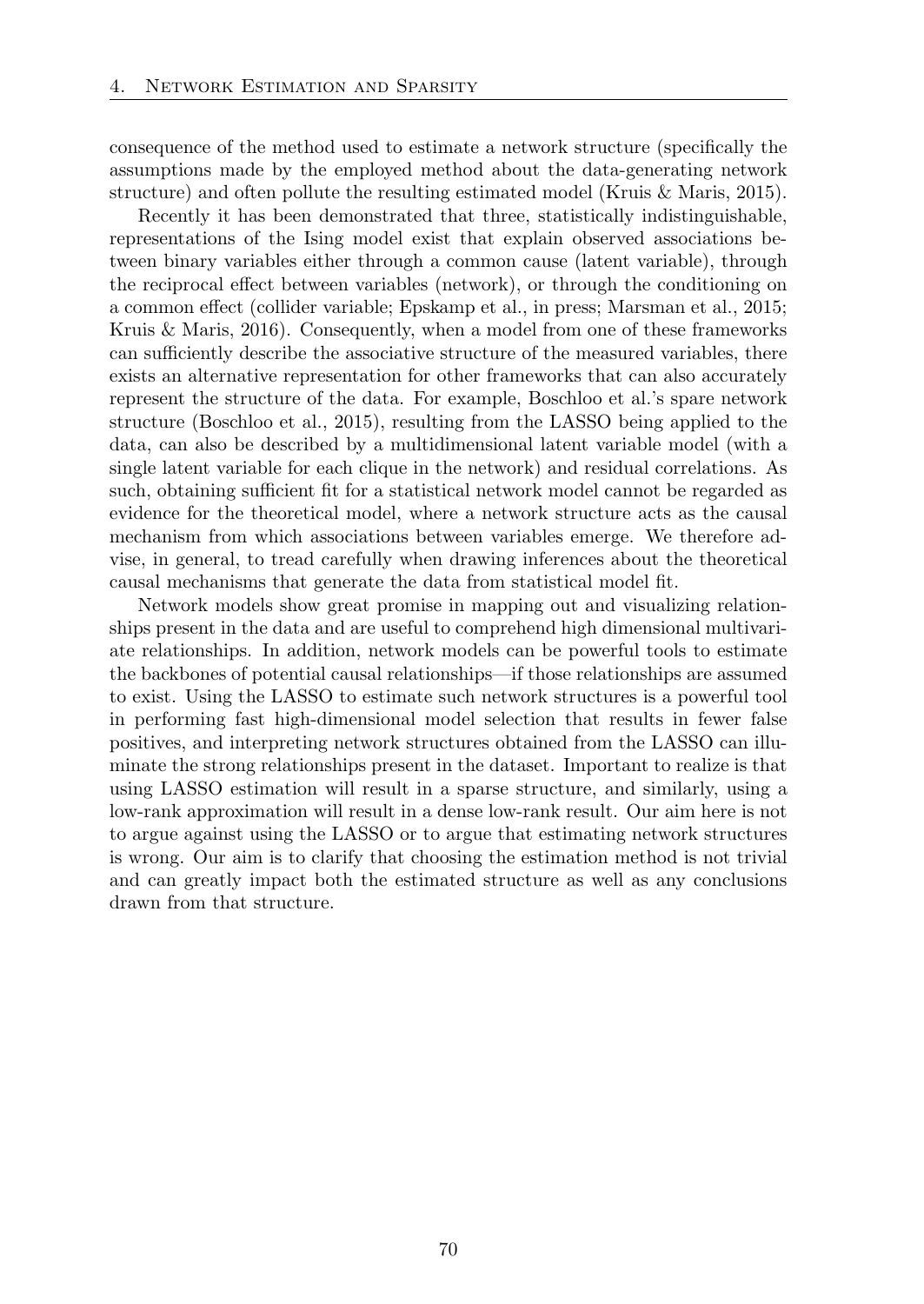consequence of the method used to estimate a network structure (specifically the assumptions made by the employed method about the data-generating network structure) and often pollute the resulting estimated model (Kruis & Maris, 2015).

Recently it has been demonstrated that three, statistically indistinguishable, representations of the Ising model exist that explain observed associations between binary variables either through a common cause (latent variable), through the reciprocal effect between variables (network), or through the conditioning on a common effect (collider variable; Epskamp et al., in press; Marsman et al., 2015; Kruis & Maris, 2016). Consequently, when a model from one of these frameworks can sufficiently describe the associative structure of the measured variables, there exists an alternative representation for other frameworks that can also accurately represent the structure of the data. For example, Boschloo et al.'s spare network structure (Boschloo et al., 2015), resulting from the LASSO being applied to the data, can also be described by a multidimensional latent variable model (with a single latent variable for each clique in the network) and residual correlations. As such, obtaining sufficient fit for a statistical network model cannot be regarded as evidence for the theoretical model, where a network structure acts as the causal mechanism from which associations between variables emerge. We therefore advise, in general, to tread carefully when drawing inferences about the theoretical causal mechanisms that generate the data from statistical model fit.

Network models show great promise in mapping out and visualizing relationships present in the data and are useful to comprehend high dimensional multivariate relationships. In addition, network models can be powerful tools to estimate the backbones of potential causal relationships—if those relationships are assumed to exist. Using the LASSO to estimate such network structures is a powerful tool in performing fast high-dimensional model selection that results in fewer false positives, and interpreting network structures obtained from the LASSO can illuminate the strong relationships present in the dataset. Important to realize is that using LASSO estimation will result in a sparse structure, and similarly, using a low-rank approximation will result in a dense low-rank result. Our aim here is not to argue against using the LASSO or to argue that estimating network structures is wrong. Our aim is to clarify that choosing the estimation method is not trivial and can greatly impact both the estimated structure as well as any conclusions drawn from that structure.